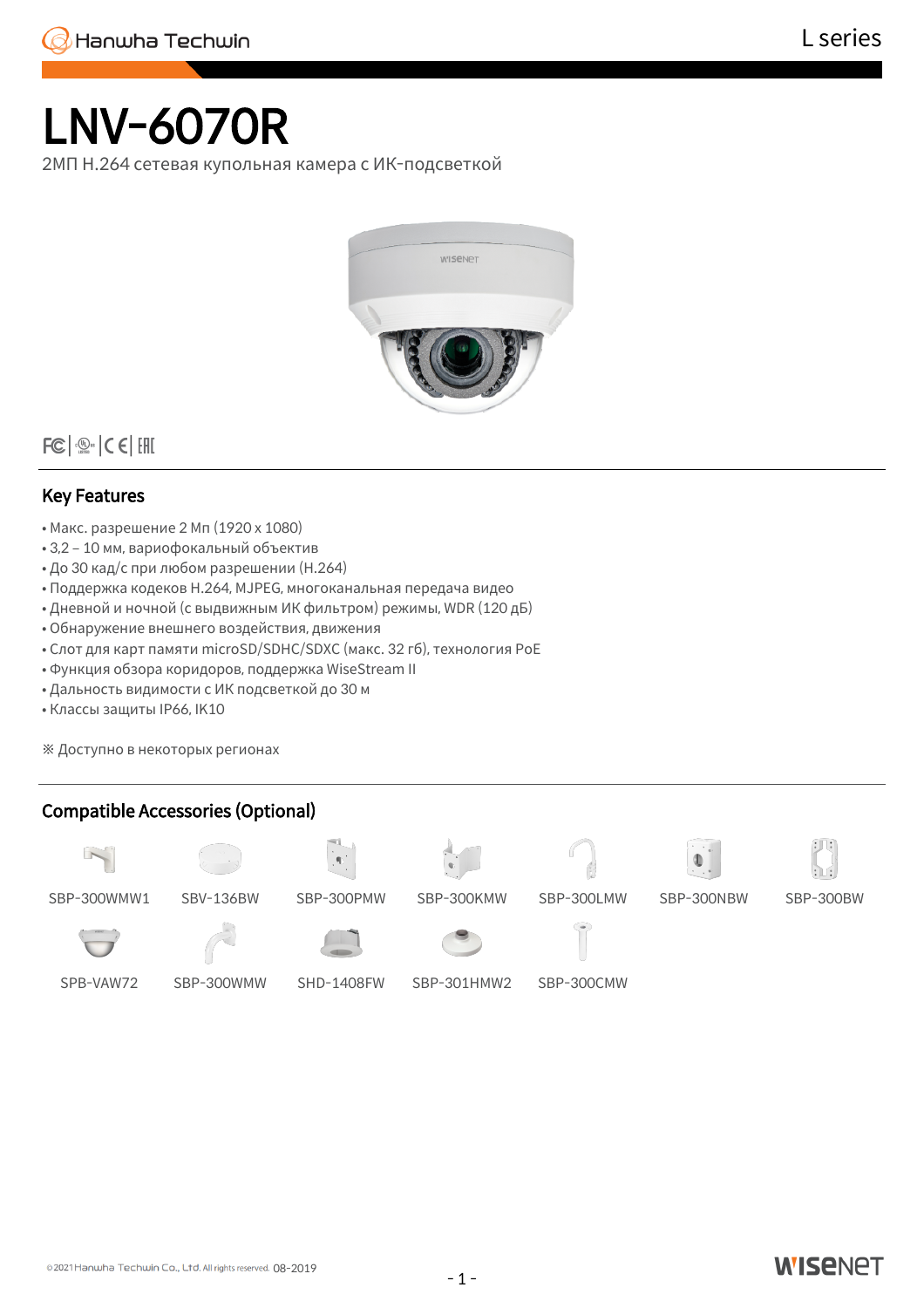# LNV-6070R

2МП H.264 сетевая купольная камера с ИК-подсветкой

## Key Features

- Макс. разрешение 2 Мп (1920 x 1080)
- 3,2 – 10 мм, вариофокальный объектив
- До 30 кад/с при любом разрешении (H.264)
- Поддержка кодеков H.264, MJPEG, многоканальная передача видео
- Дневной и ночной (с выдвижным ИК фильтром) режимы, WDR (120 дБ)
- Обнаружение внешнего воздействия, движения
- Слот для карт памяти microSD/SDHC/SDXC (макс. 32 гб), технология PoE
- Функция обзора коридоров, поддержка WiseStream II
- Дальность видимости с ИК подсветкой до 30 м
- Классы защиты IP66, IK10

※ Доступно в некоторых регионах

## Compatible Accessories (Optional)

SBP-300WMW1, SBV-136BW, SBP-300PMW, SBP-300KMW, SBP-300LMW, SBP-300NBW, SBP-300BW

SPB-VAW72, SBP-300WMW, SHD-1408FW, SBP-301HMW2, SBP-300CMW

©2021 Hanwha Techwin Co., Ltd. All rights reserved. 08-2019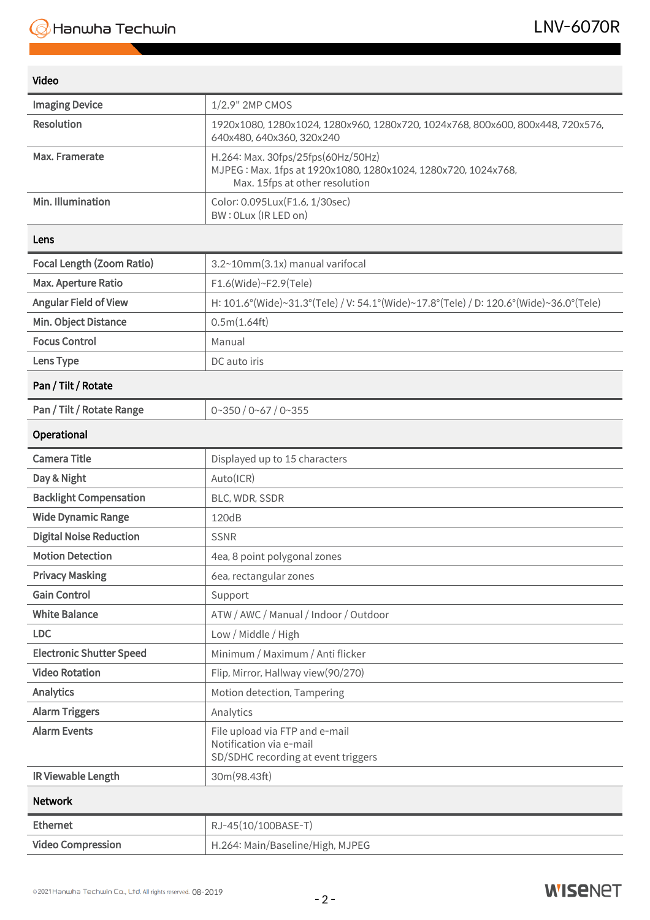## Video

| | |
|---|---|
| Imaging Device | 1/2.9" 2MP CMOS |
| Resolution | 1920x1080, 1280x1024, 1280x960, 1280x720, 1024x768, 800x600, 800x448, 720x576, 640x480, 640x360, 320x240 |
| Max. Framerate | H.264: Max. 30fps/25fps(60Hz/50Hz)<br>MJPEG : Max. 1fps at 1920x1080, 1280x1024, 1280x720, 1024x768,<br>Max. 15fps at other resolution |
| Min. Illumination | Color: 0.095Lux(F1.6, 1/30sec)<br>BW : 0Lux (IR LED on) |

## Lens

| | |
|---|---|
| Focal Length (Zoom Ratio) | 3.2~10mm(3.1x) manual varifocal |
| Max. Aperture Ratio | F1.6(Wide)~F2.9(Tele) |
| Angular Field of View | H: 101.6°(Wide)~31.3°(Tele) / V: 54.1°(Wide)~17.8°(Tele) / D: 120.6°(Wide)~36.0°(Tele) |
| Min. Object Distance | 0.5m(1.64ft) |
| Focus Control | Manual |
| Lens Type | DC auto iris |

## Pan / Tilt / Rotate

| | |
|---|---|
| Pan / Tilt / Rotate Range | 0~350 / 0~67 / 0~355 |

## Operational

| | |
|---|---|
| Camera Title | Displayed up to 15 characters |
| Day & Night | Auto(ICR) |
| Backlight Compensation | BLC, WDR, SSDR |
| Wide Dynamic Range | 120dB |
| Digital Noise Reduction | SSNR |
| Motion Detection | 4ea, 8 point polygonal zones |
| Privacy Masking | 6ea, rectangular zones |
| Gain Control | Support |
| White Balance | ATW / AWC / Manual / Indoor / Outdoor |
| LDC | Low / Middle / High |
| Electronic Shutter Speed | Minimum / Maximum / Anti flicker |
| Video Rotation | Flip, Mirror, Hallway view(90/270) |
| Analytics | Motion detection, Tampering |
| Alarm Triggers | Analytics |
| Alarm Events | File upload via FTP and e-mail<br>Notification via e-mail<br>SD/SDHC recording at event triggers |
| IR Viewable Length | 30m(98.43ft) |

## Network

| | |
|---|---|
| Ethernet | RJ-45(10/100BASE-T) |
| Video Compression | H.264: Main/Baseline/High, MJPEG |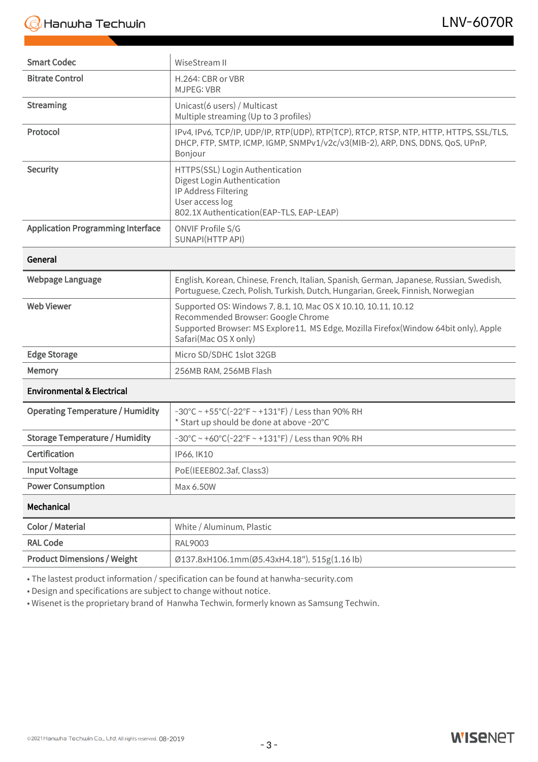| | |
|---|---|
| Smart Codec | WiseStream II |
| Bitrate Control | H.264: CBR or VBR<br>MJPEG: VBR |
| Streaming | Unicast(6 users) / Multicast<br>Multiple streaming (Up to 3 profiles) |
| Protocol | IPv4, IPv6, TCP/IP, UDP/IP, RTP(UDP), RTP(TCP), RTCP, RTSP, NTP, HTTP, HTTPS, SSL/TLS, DHCP, FTP, SMTP, ICMP, IGMP, SNMPv1/v2c/v3(MIB-2), ARP, DNS, DDNS, QoS, UPnP, Bonjour |
| Security | HTTPS(SSL) Login Authentication<br>Digest Login Authentication<br>IP Address Filtering<br>User access log<br>802.1X Authentication(EAP-TLS, EAP-LEAP) |
| Application Programming Interface | ONVIF Profile S/G<br>SUNAPI(HTTP API) |
| **General** | |
| Webpage Language | English, Korean, Chinese, French, Italian, Spanish, German, Japanese, Russian, Swedish, Portuguese, Czech, Polish, Turkish, Dutch, Hungarian, Greek, Finnish, Norwegian |
| Web Viewer | Supported OS: Windows 7, 8.1, 10, Mac OS X 10.10, 10.11, 10.12<br>Recommended Browser: Google Chrome<br>Supported Browser: MS Explore11, MS Edge, Mozilla Firefox(Window 64bit only), Apple Safari(Mac OS X only) |
| Edge Storage | Micro SD/SDHC 1slot 32GB |
| Memory | 256MB RAM, 256MB Flash |
| **Environmental & Electrical** | |
| Operating Temperature / Humidity | -30°C ~ +55°C(-22°F ~ +131°F) / Less than 90% RH<br>* Start up should be done at above -20°C |
| Storage Temperature / Humidity | -30°C ~ +60°C(-22°F ~ +131°F) / Less than 90% RH |
| Certification | IP66, IK10 |
| Input Voltage | PoE(IEEE802.3af, Class3) |
| Power Consumption | Max 6.50W |
| **Mechanical** | |
| Color / Material | White / Aluminum, Plastic |
| RAL Code | RAL9003 |
| Product Dimensions / Weight | Ø137.8xH106.1mm(Ø5.43xH4.18"), 515g(1.16 lb) |

- The lastest product information / specification can be found at hanwha-security.com
- Design and specifications are subject to change without notice.
- Wisenet is the proprietary brand of Hanwha Techwin, formerly known as Samsung Techwin.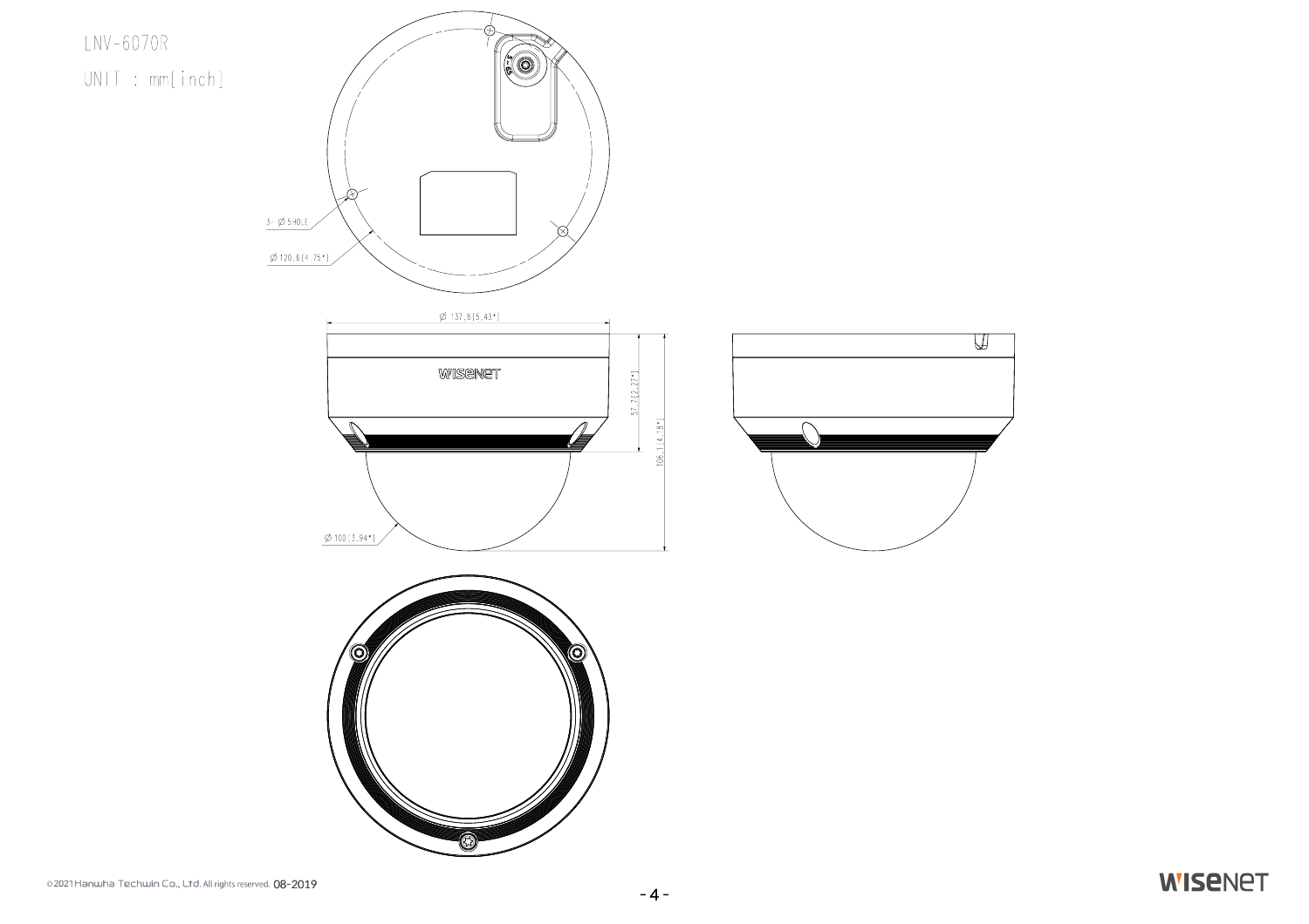LNV-6070R

UNIT : mm[inch]

3- Ø 5 HOLE

Ø 120.6 [4.75"]

Ø 137.8 [5.43"]

WISENET

57.7 [2.27"]

106.1 [4.18"]

Ø 100 [3.94"]

©2021 Hanwha Techwin Co., Ltd. All rights reserved. 08-2019